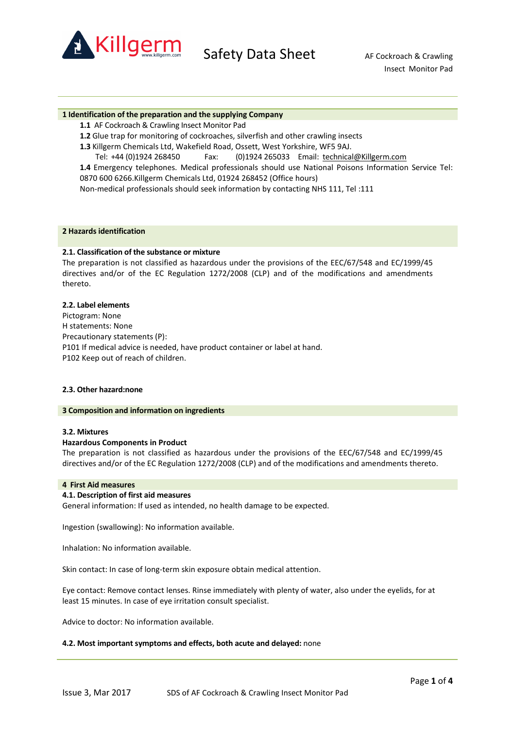# Safety Data Sheet

AF Cockroach & Crawling Insect Monitor Pad

## 1 Identification of the preparation and the supplying Company

**1.1** AF Cockroach & Crawling Insect Monitor Pad

**1.2** Glue trap for monitoring of cockroaches, silverfish and other crawling insects

**1.3** Killgerm Chemicals Ltd, Wakefield Road, Ossett, West Yorkshire, WF5 9AJ.
Tel: +44 (0)1924 268450 Fax: (0)1924 265033 Email: technical@Killgerm.com

**1.4** Emergency telephones. Medical professionals should use National Poisons Information Service Tel: 0870 600 6266.Killgerm Chemicals Ltd, 01924 268452 (Office hours)
Non-medical professionals should seek information by contacting NHS 111, Tel :111

## 2 Hazards identification

### 2.1. Classification of the substance or mixture

The preparation is not classified as hazardous under the provisions of the EEC/67/548 and EC/1999/45 directives and/or of the EC Regulation 1272/2008 (CLP) and of the modifications and amendments thereto.

### 2.2. Label elements

Pictogram: None
H statements: None
Precautionary statements (P):
P101 If medical advice is needed, have product container or label at hand.
P102 Keep out of reach of children.

### 2.3. Other hazard:none

## 3 Composition and information on ingredients

### 3.2. Mixtures

**Hazardous Components in Product**

The preparation is not classified as hazardous under the provisions of the EEC/67/548 and EC/1999/45 directives and/or of the EC Regulation 1272/2008 (CLP) and of the modifications and amendments thereto.

## 4 First Aid measures

### 4.1. Description of first aid measures

General information: If used as intended, no health damage to be expected.

Ingestion (swallowing): No information available.

Inhalation: No information available.

Skin contact: In case of long-term skin exposure obtain medical attention.

Eye contact: Remove contact lenses. Rinse immediately with plenty of water, also under the eyelids, for at least 15 minutes. In case of eye irritation consult specialist.

Advice to doctor: No information available.

**4.2. Most important symptoms and effects, both acute and delayed:** none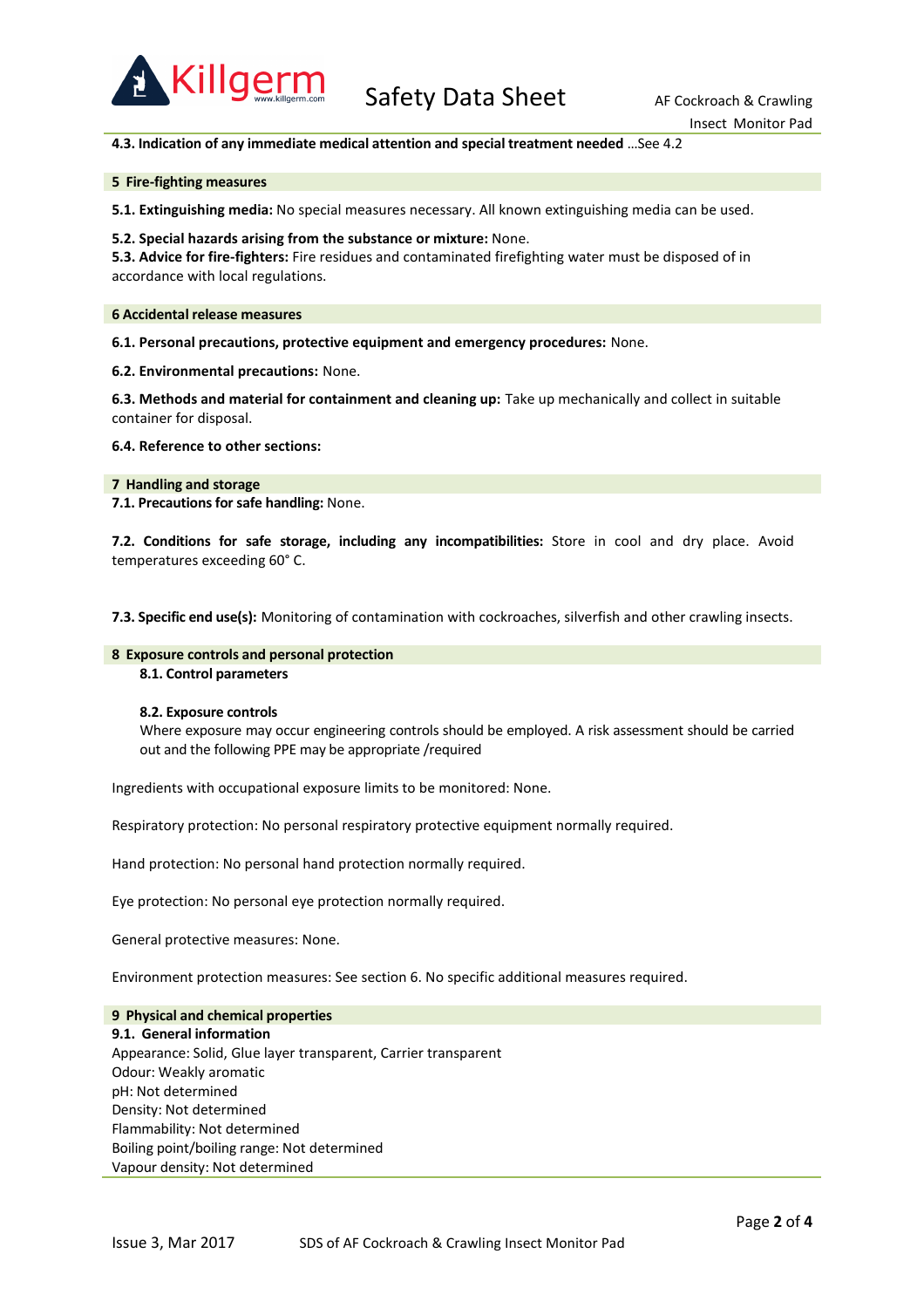**4.3. Indication of any immediate medical attention and special treatment needed** …See 4.2

## 5 Fire-fighting measures

**5.1. Extinguishing media:** No special measures necessary. All known extinguishing media can be used.

**5.2. Special hazards arising from the substance or mixture:** None.
**5.3. Advice for fire-fighters:** Fire residues and contaminated firefighting water must be disposed of in accordance with local regulations.

## 6 Accidental release measures

**6.1. Personal precautions, protective equipment and emergency procedures:** None.

**6.2. Environmental precautions:** None.

**6.3. Methods and material for containment and cleaning up:** Take up mechanically and collect in suitable container for disposal.

**6.4. Reference to other sections:**

## 7 Handling and storage

**7.1. Precautions for safe handling:** None.

**7.2. Conditions for safe storage, including any incompatibilities:** Store in cool and dry place. Avoid temperatures exceeding 60° C.

**7.3. Specific end use(s):** Monitoring of contamination with cockroaches, silverfish and other crawling insects.

## 8 Exposure controls and personal protection

**8.1. Control parameters**

**8.2. Exposure controls**

Where exposure may occur engineering controls should be employed. A risk assessment should be carried out and the following PPE may be appropriate /required

Ingredients with occupational exposure limits to be monitored: None.

Respiratory protection: No personal respiratory protective equipment normally required.

Hand protection: No personal hand protection normally required.

Eye protection: No personal eye protection normally required.

General protective measures: None.

Environment protection measures: See section 6. No specific additional measures required.

## 9 Physical and chemical properties

**9.1. General information**

Appearance: Solid, Glue layer transparent, Carrier transparent
Odour: Weakly aromatic
pH: Not determined
Density: Not determined
Flammability: Not determined
Boiling point/boiling range: Not determined
Vapour density: Not determined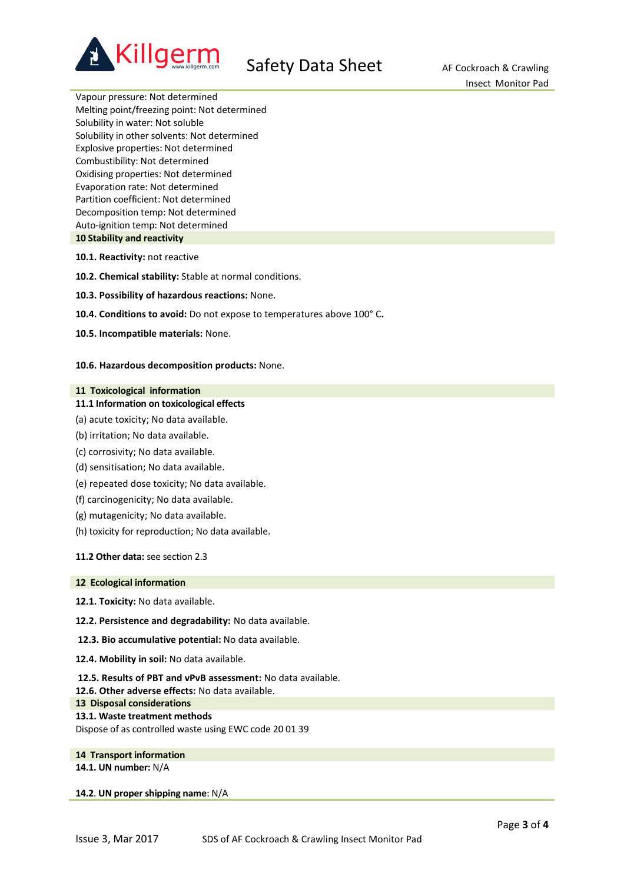Vapour pressure: Not determined
Melting point/freezing point: Not determined
Solubility in water: Not soluble
Solubility in other solvents: Not determined
Explosive properties: Not determined
Combustibility: Not determined
Oxidising properties: Not determined
Evaporation rate: Not determined
Partition coefficient: Not determined
Decomposition temp: Not determined
Auto-ignition temp: Not determined

## 10 Stability and reactivity

**10.1. Reactivity:** not reactive

**10.2. Chemical stability:** Stable at normal conditions.

**10.3. Possibility of hazardous reactions:** None.

**10.4. Conditions to avoid:** Do not expose to temperatures above 100° C**.**

**10.5. Incompatible materials:** None.

**10.6. Hazardous decomposition products:** None.

## 11 Toxicological information

### 11.1 Information on toxicological effects

(a) acute toxicity; No data available.

(b) irritation; No data available.

(c) corrosivity; No data available.

(d) sensitisation; No data available.

(e) repeated dose toxicity; No data available.

(f) carcinogenicity; No data available.

(g) mutagenicity; No data available.

(h) toxicity for reproduction; No data available.

**11.2 Other data:** see section 2.3

## 12 Ecological information

**12.1. Toxicity:** No data available.

**12.2. Persistence and degradability:** No data available.

**12.3. Bio accumulative potential:** No data available.

**12.4. Mobility in soil:** No data available.

**12.5. Results of PBT and vPvB assessment:** No data available.
**12.6. Other adverse effects:** No data available.

## 13 Disposal considerations

### 13.1. Waste treatment methods

Dispose of as controlled waste using EWC code 20 01 39

## 14 Transport information

**14.1. UN number:** N/A

**14.2. UN proper shipping name**: N/A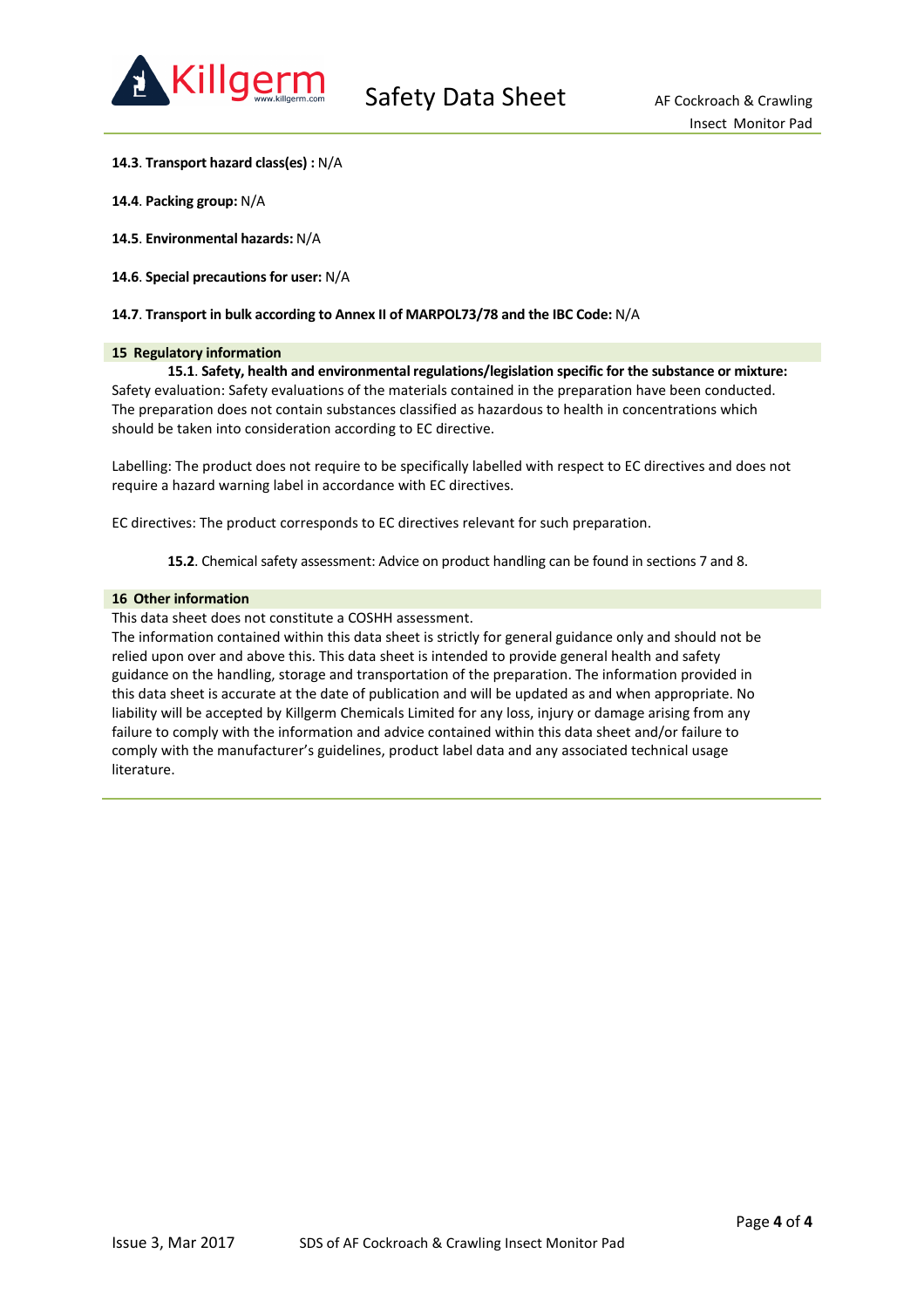**14.3**. **Transport hazard class(es) :** N/A

**14.4**. **Packing group:** N/A

**14.5**. **Environmental hazards:** N/A

**14.6**. **Special precautions for user:** N/A

**14.7**. **Transport in bulk according to Annex II of MARPOL73/78 and the IBC Code:** N/A

## 15 Regulatory information

**15.1**. **Safety, health and environmental regulations/legislation specific for the substance or mixture:**

Safety evaluation: Safety evaluations of the materials contained in the preparation have been conducted. The preparation does not contain substances classified as hazardous to health in concentrations which should be taken into consideration according to EC directive.

Labelling: The product does not require to be specifically labelled with respect to EC directives and does not require a hazard warning label in accordance with EC directives.

EC directives: The product corresponds to EC directives relevant for such preparation.

**15.2**. Chemical safety assessment: Advice on product handling can be found in sections 7 and 8.

## 16 Other information

This data sheet does not constitute a COSHH assessment.

The information contained within this data sheet is strictly for general guidance only and should not be relied upon over and above this. This data sheet is intended to provide general health and safety guidance on the handling, storage and transportation of the preparation. The information provided in this data sheet is accurate at the date of publication and will be updated as and when appropriate. No liability will be accepted by Killgerm Chemicals Limited for any loss, injury or damage arising from any failure to comply with the information and advice contained within this data sheet and/or failure to comply with the manufacturer's guidelines, product label data and any associated technical usage literature.